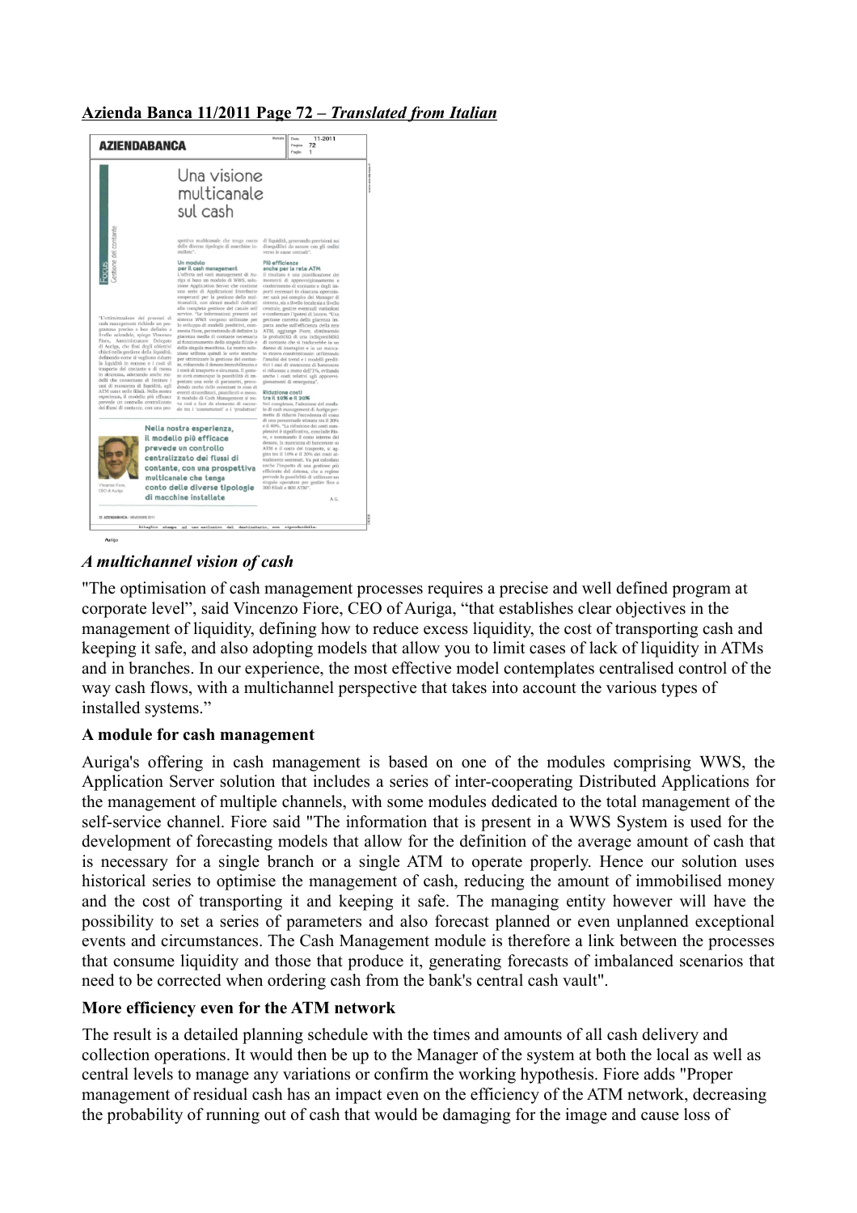**Azienda Banca 11/2011 Page 72 – *Translated from Italian***

*A multichannel vision of cash*

"The optimisation of cash management processes requires a precise and well defined program at corporate level", said Vincenzo Fiore, CEO of Auriga, "that establishes clear objectives in the management of liquidity, defining how to reduce excess liquidity, the cost of transporting cash and keeping it safe, and also adopting models that allow you to limit cases of lack of liquidity in ATMs and in branches. In our experience, the most effective model contemplates centralised control of the way cash flows, with a multichannel perspective that takes into account the various types of installed systems."

**A module for cash management**

Auriga's offering in cash management is based on one of the modules comprising WWS, the Application Server solution that includes a series of inter-cooperating Distributed Applications for the management of multiple channels, with some modules dedicated to the total management of the self-service channel. Fiore said "The information that is present in a WWS System is used for the development of forecasting models that allow for the definition of the average amount of cash that is necessary for a single branch or a single ATM to operate properly. Hence our solution uses historical series to optimise the management of cash, reducing the amount of immobilised money and the cost of transporting it and keeping it safe. The managing entity however will have the possibility to set a series of parameters and also forecast planned or even unplanned exceptional events and circumstances. The Cash Management module is therefore a link between the processes that consume liquidity and those that produce it, generating forecasts of imbalanced scenarios that need to be corrected when ordering cash from the bank's central cash vault".

**More efficiency even for the ATM network**

The result is a detailed planning schedule with the times and amounts of all cash delivery and collection operations. It would then be up to the Manager of the system at both the local as well as central levels to manage any variations or confirm the working hypothesis. Fiore adds "Proper management of residual cash has an impact even on the efficiency of the ATM network, decreasing the probability of running out of cash that would be damaging for the image and cause loss of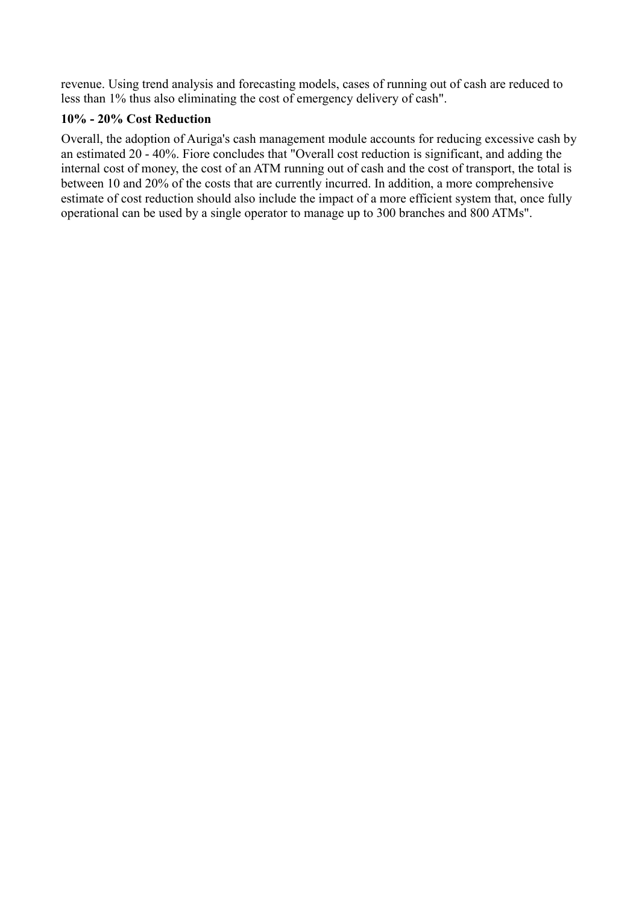revenue. Using trend analysis and forecasting models, cases of running out of cash are reduced to less than 1% thus also eliminating the cost of emergency delivery of cash".

**10% - 20% Cost Reduction**

Overall, the adoption of Auriga's cash management module accounts for reducing excessive cash by an estimated 20 - 40%. Fiore concludes that "Overall cost reduction is significant, and adding the internal cost of money, the cost of an ATM running out of cash and the cost of transport, the total is between 10 and 20% of the costs that are currently incurred. In addition, a more comprehensive estimate of cost reduction should also include the impact of a more efficient system that, once fully operational can be used by a single operator to manage up to 300 branches and 800 ATMs".